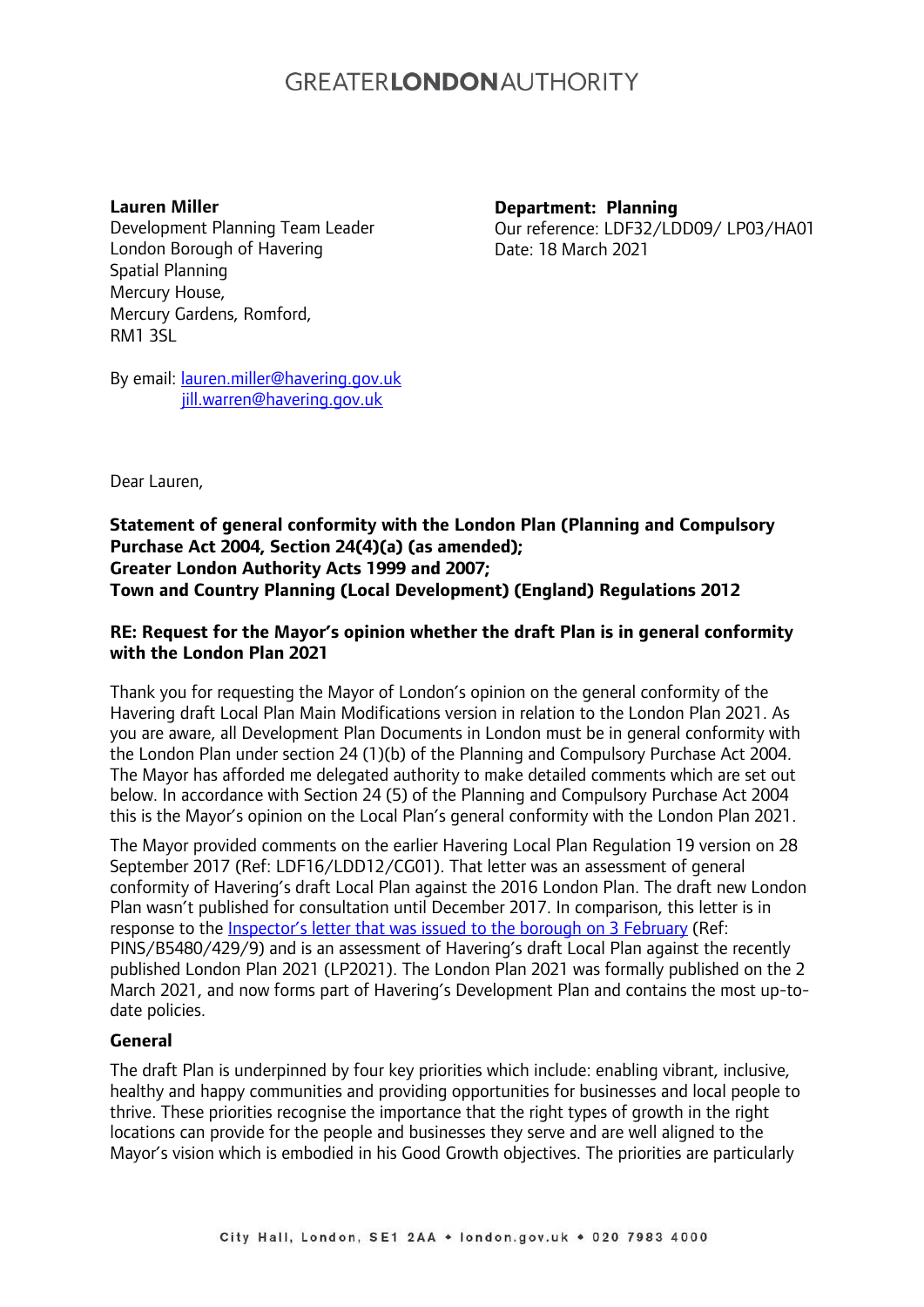GREATER**LONDON**AUTHORITY

**Lauren Miller**
Development Planning Team Leader
London Borough of Havering
Spatial Planning
Mercury House,
Mercury Gardens, Romford,
RM1 3SL

**Department: Planning**
Our reference: LDF32/LDD09/ LP03/HA01
Date: 18 March 2021

By email: lauren.miller@havering.gov.uk
jill.warren@havering.gov.uk

Dear Lauren,

**Statement of general conformity with the London Plan (Planning and Compulsory Purchase Act 2004, Section 24(4)(a) (as amended);**
**Greater London Authority Acts 1999 and 2007;**
**Town and Country Planning (Local Development) (England) Regulations 2012**

**RE: Request for the Mayor's opinion whether the draft Plan is in general conformity with the London Plan 2021**

Thank you for requesting the Mayor of London's opinion on the general conformity of the Havering draft Local Plan Main Modifications version in relation to the London Plan 2021. As you are aware, all Development Plan Documents in London must be in general conformity with the London Plan under section 24 (1)(b) of the Planning and Compulsory Purchase Act 2004. The Mayor has afforded me delegated authority to make detailed comments which are set out below. In accordance with Section 24 (5) of the Planning and Compulsory Purchase Act 2004 this is the Mayor's opinion on the Local Plan's general conformity with the London Plan 2021.

The Mayor provided comments on the earlier Havering Local Plan Regulation 19 version on 28 September 2017 (Ref: LDF16/LDD12/CG01). That letter was an assessment of general conformity of Havering's draft Local Plan against the 2016 London Plan. The draft new London Plan wasn't published for consultation until December 2017. In comparison, this letter is in response to the Inspector's letter that was issued to the borough on 3 February (Ref: PINS/B5480/429/9) and is an assessment of Havering's draft Local Plan against the recently published London Plan 2021 (LP2021). The London Plan 2021 was formally published on the 2 March 2021, and now forms part of Havering's Development Plan and contains the most up-to-date policies.

**General**

The draft Plan is underpinned by four key priorities which include: enabling vibrant, inclusive, healthy and happy communities and providing opportunities for businesses and local people to thrive. These priorities recognise the importance that the right types of growth in the right locations can provide for the people and businesses they serve and are well aligned to the Mayor's vision which is embodied in his Good Growth objectives. The priorities are particularly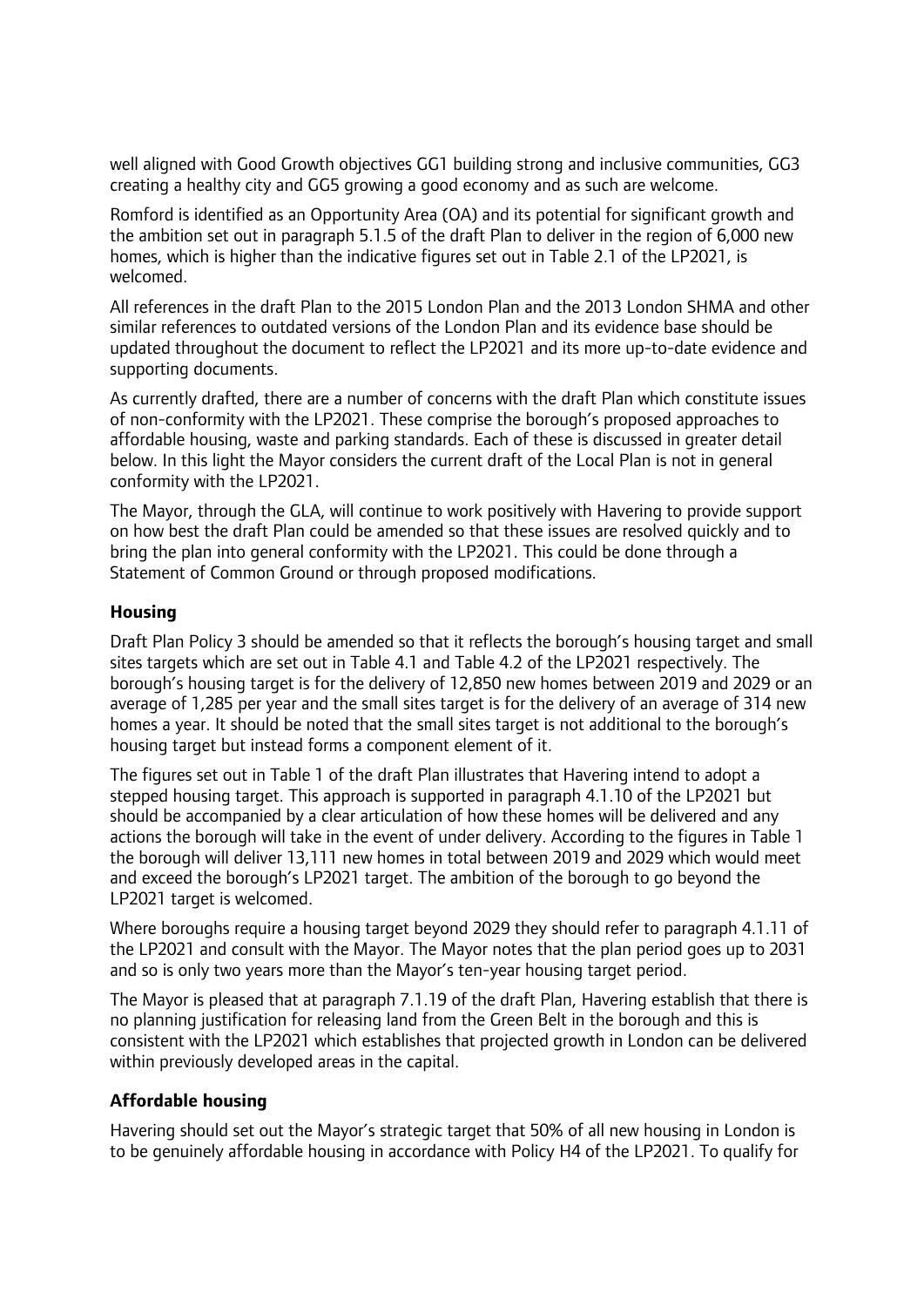well aligned with Good Growth objectives GG1 building strong and inclusive communities, GG3 creating a healthy city and GG5 growing a good economy and as such are welcome.

Romford is identified as an Opportunity Area (OA) and its potential for significant growth and the ambition set out in paragraph 5.1.5 of the draft Plan to deliver in the region of 6,000 new homes, which is higher than the indicative figures set out in Table 2.1 of the LP2021, is welcomed.

All references in the draft Plan to the 2015 London Plan and the 2013 London SHMA and other similar references to outdated versions of the London Plan and its evidence base should be updated throughout the document to reflect the LP2021 and its more up-to-date evidence and supporting documents.

As currently drafted, there are a number of concerns with the draft Plan which constitute issues of non-conformity with the LP2021. These comprise the borough's proposed approaches to affordable housing, waste and parking standards. Each of these is discussed in greater detail below. In this light the Mayor considers the current draft of the Local Plan is not in general conformity with the LP2021.

The Mayor, through the GLA, will continue to work positively with Havering to provide support on how best the draft Plan could be amended so that these issues are resolved quickly and to bring the plan into general conformity with the LP2021. This could be done through a Statement of Common Ground or through proposed modifications.

## Housing

Draft Plan Policy 3 should be amended so that it reflects the borough's housing target and small sites targets which are set out in Table 4.1 and Table 4.2 of the LP2021 respectively. The borough's housing target is for the delivery of 12,850 new homes between 2019 and 2029 or an average of 1,285 per year and the small sites target is for the delivery of an average of 314 new homes a year. It should be noted that the small sites target is not additional to the borough's housing target but instead forms a component element of it.

The figures set out in Table 1 of the draft Plan illustrates that Havering intend to adopt a stepped housing target. This approach is supported in paragraph 4.1.10 of the LP2021 but should be accompanied by a clear articulation of how these homes will be delivered and any actions the borough will take in the event of under delivery. According to the figures in Table 1 the borough will deliver 13,111 new homes in total between 2019 and 2029 which would meet and exceed the borough's LP2021 target. The ambition of the borough to go beyond the LP2021 target is welcomed.

Where boroughs require a housing target beyond 2029 they should refer to paragraph 4.1.11 of the LP2021 and consult with the Mayor. The Mayor notes that the plan period goes up to 2031 and so is only two years more than the Mayor's ten-year housing target period.

The Mayor is pleased that at paragraph 7.1.19 of the draft Plan, Havering establish that there is no planning justification for releasing land from the Green Belt in the borough and this is consistent with the LP2021 which establishes that projected growth in London can be delivered within previously developed areas in the capital.

## Affordable housing

Havering should set out the Mayor's strategic target that 50% of all new housing in London is to be genuinely affordable housing in accordance with Policy H4 of the LP2021. To qualify for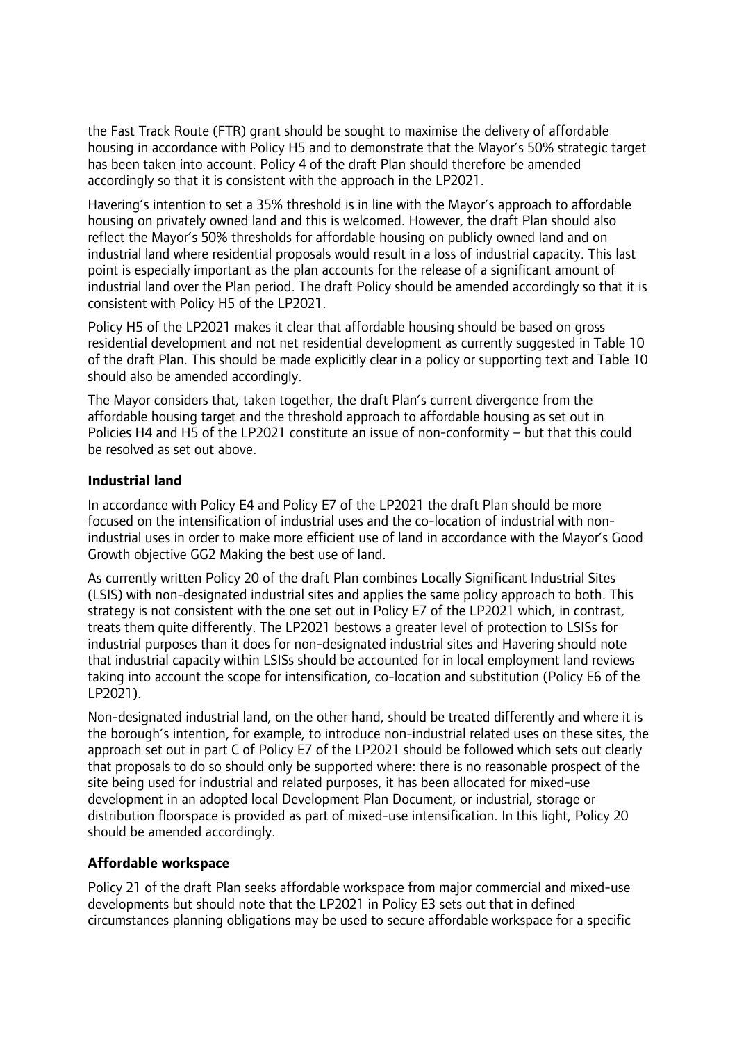the Fast Track Route (FTR) grant should be sought to maximise the delivery of affordable housing in accordance with Policy H5 and to demonstrate that the Mayor's 50% strategic target has been taken into account. Policy 4 of the draft Plan should therefore be amended accordingly so that it is consistent with the approach in the LP2021.

Havering's intention to set a 35% threshold is in line with the Mayor's approach to affordable housing on privately owned land and this is welcomed. However, the draft Plan should also reflect the Mayor's 50% thresholds for affordable housing on publicly owned land and on industrial land where residential proposals would result in a loss of industrial capacity. This last point is especially important as the plan accounts for the release of a significant amount of industrial land over the Plan period. The draft Policy should be amended accordingly so that it is consistent with Policy H5 of the LP2021.

Policy H5 of the LP2021 makes it clear that affordable housing should be based on gross residential development and not net residential development as currently suggested in Table 10 of the draft Plan. This should be made explicitly clear in a policy or supporting text and Table 10 should also be amended accordingly.

The Mayor considers that, taken together, the draft Plan's current divergence from the affordable housing target and the threshold approach to affordable housing as set out in Policies H4 and H5 of the LP2021 constitute an issue of non-conformity – but that this could be resolved as set out above.

**Industrial land**

In accordance with Policy E4 and Policy E7 of the LP2021 the draft Plan should be more focused on the intensification of industrial uses and the co-location of industrial with non-industrial uses in order to make more efficient use of land in accordance with the Mayor's Good Growth objective GG2 Making the best use of land.

As currently written Policy 20 of the draft Plan combines Locally Significant Industrial Sites (LSIS) with non-designated industrial sites and applies the same policy approach to both. This strategy is not consistent with the one set out in Policy E7 of the LP2021 which, in contrast, treats them quite differently. The LP2021 bestows a greater level of protection to LSISs for industrial purposes than it does for non-designated industrial sites and Havering should note that industrial capacity within LSISs should be accounted for in local employment land reviews taking into account the scope for intensification, co-location and substitution (Policy E6 of the LP2021).

Non-designated industrial land, on the other hand, should be treated differently and where it is the borough's intention, for example, to introduce non-industrial related uses on these sites, the approach set out in part C of Policy E7 of the LP2021 should be followed which sets out clearly that proposals to do so should only be supported where: there is no reasonable prospect of the site being used for industrial and related purposes, it has been allocated for mixed-use development in an adopted local Development Plan Document, or industrial, storage or distribution floorspace is provided as part of mixed-use intensification. In this light, Policy 20 should be amended accordingly.

**Affordable workspace**

Policy 21 of the draft Plan seeks affordable workspace from major commercial and mixed-use developments but should note that the LP2021 in Policy E3 sets out that in defined circumstances planning obligations may be used to secure affordable workspace for a specific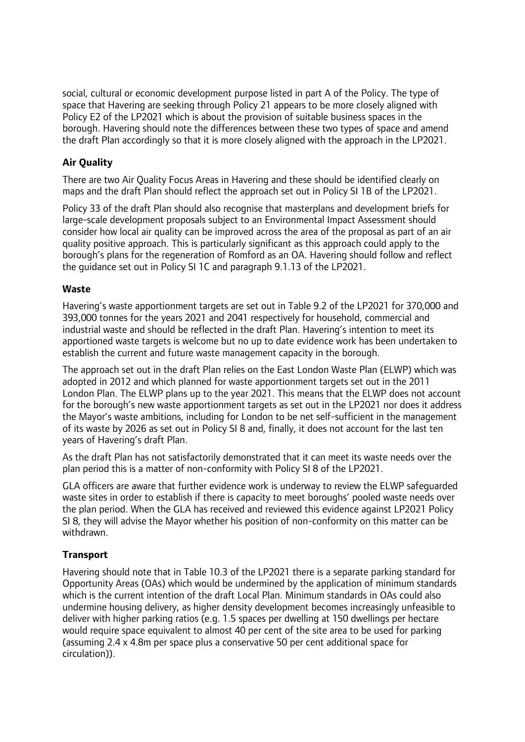social, cultural or economic development purpose listed in part A of the Policy. The type of space that Havering are seeking through Policy 21 appears to be more closely aligned with Policy E2 of the LP2021 which is about the provision of suitable business spaces in the borough. Havering should note the differences between these two types of space and amend the draft Plan accordingly so that it is more closely aligned with the approach in the LP2021.

### Air Quality

There are two Air Quality Focus Areas in Havering and these should be identified clearly on maps and the draft Plan should reflect the approach set out in Policy SI 1B of the LP2021.

Policy 33 of the draft Plan should also recognise that masterplans and development briefs for large-scale development proposals subject to an Environmental Impact Assessment should consider how local air quality can be improved across the area of the proposal as part of an air quality positive approach. This is particularly significant as this approach could apply to the borough's plans for the regeneration of Romford as an OA. Havering should follow and reflect the guidance set out in Policy SI 1C and paragraph 9.1.13 of the LP2021.

### Waste

Havering's waste apportionment targets are set out in Table 9.2 of the LP2021 for 370,000 and 393,000 tonnes for the years 2021 and 2041 respectively for household, commercial and industrial waste and should be reflected in the draft Plan. Havering's intention to meet its apportioned waste targets is welcome but no up to date evidence work has been undertaken to establish the current and future waste management capacity in the borough.

The approach set out in the draft Plan relies on the East London Waste Plan (ELWP) which was adopted in 2012 and which planned for waste apportionment targets set out in the 2011 London Plan. The ELWP plans up to the year 2021. This means that the ELWP does not account for the borough's new waste apportionment targets as set out in the LP2021 nor does it address the Mayor's waste ambitions, including for London to be net self-sufficient in the management of its waste by 2026 as set out in Policy SI 8 and, finally, it does not account for the last ten years of Havering's draft Plan.

As the draft Plan has not satisfactorily demonstrated that it can meet its waste needs over the plan period this is a matter of non-conformity with Policy SI 8 of the LP2021.

GLA officers are aware that further evidence work is underway to review the ELWP safeguarded waste sites in order to establish if there is capacity to meet boroughs' pooled waste needs over the plan period. When the GLA has received and reviewed this evidence against LP2021 Policy SI 8, they will advise the Mayor whether his position of non-conformity on this matter can be withdrawn.

### Transport

Havering should note that in Table 10.3 of the LP2021 there is a separate parking standard for Opportunity Areas (OAs) which would be undermined by the application of minimum standards which is the current intention of the draft Local Plan. Minimum standards in OAs could also undermine housing delivery, as higher density development becomes increasingly unfeasible to deliver with higher parking ratios (e.g. 1.5 spaces per dwelling at 150 dwellings per hectare would require space equivalent to almost 40 per cent of the site area to be used for parking (assuming 2.4 x 4.8m per space plus a conservative 50 per cent additional space for circulation)).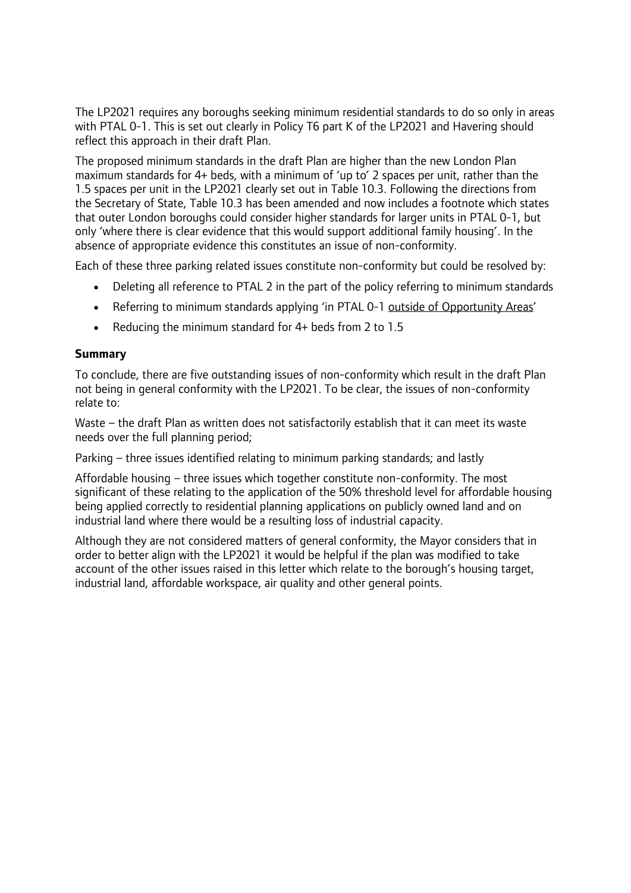The LP2021 requires any boroughs seeking minimum residential standards to do so only in areas with PTAL 0-1. This is set out clearly in Policy T6 part K of the LP2021 and Havering should reflect this approach in their draft Plan.

The proposed minimum standards in the draft Plan are higher than the new London Plan maximum standards for 4+ beds, with a minimum of 'up to' 2 spaces per unit, rather than the 1.5 spaces per unit in the LP2021 clearly set out in Table 10.3. Following the directions from the Secretary of State, Table 10.3 has been amended and now includes a footnote which states that outer London boroughs could consider higher standards for larger units in PTAL 0-1, but only 'where there is clear evidence that this would support additional family housing'. In the absence of appropriate evidence this constitutes an issue of non-conformity.

Each of these three parking related issues constitute non-conformity but could be resolved by:

- Deleting all reference to PTAL 2 in the part of the policy referring to minimum standards
- Referring to minimum standards applying 'in PTAL 0-1 <u>outside of Opportunity Areas</u>'
- Reducing the minimum standard for 4+ beds from 2 to 1.5

**Summary**

To conclude, there are five outstanding issues of non-conformity which result in the draft Plan not being in general conformity with the LP2021. To be clear, the issues of non-conformity relate to:

Waste – the draft Plan as written does not satisfactorily establish that it can meet its waste needs over the full planning period;

Parking – three issues identified relating to minimum parking standards; and lastly

Affordable housing – three issues which together constitute non-conformity. The most significant of these relating to the application of the 50% threshold level for affordable housing being applied correctly to residential planning applications on publicly owned land and on industrial land where there would be a resulting loss of industrial capacity.

Although they are not considered matters of general conformity, the Mayor considers that in order to better align with the LP2021 it would be helpful if the plan was modified to take account of the other issues raised in this letter which relate to the borough's housing target, industrial land, affordable workspace, air quality and other general points.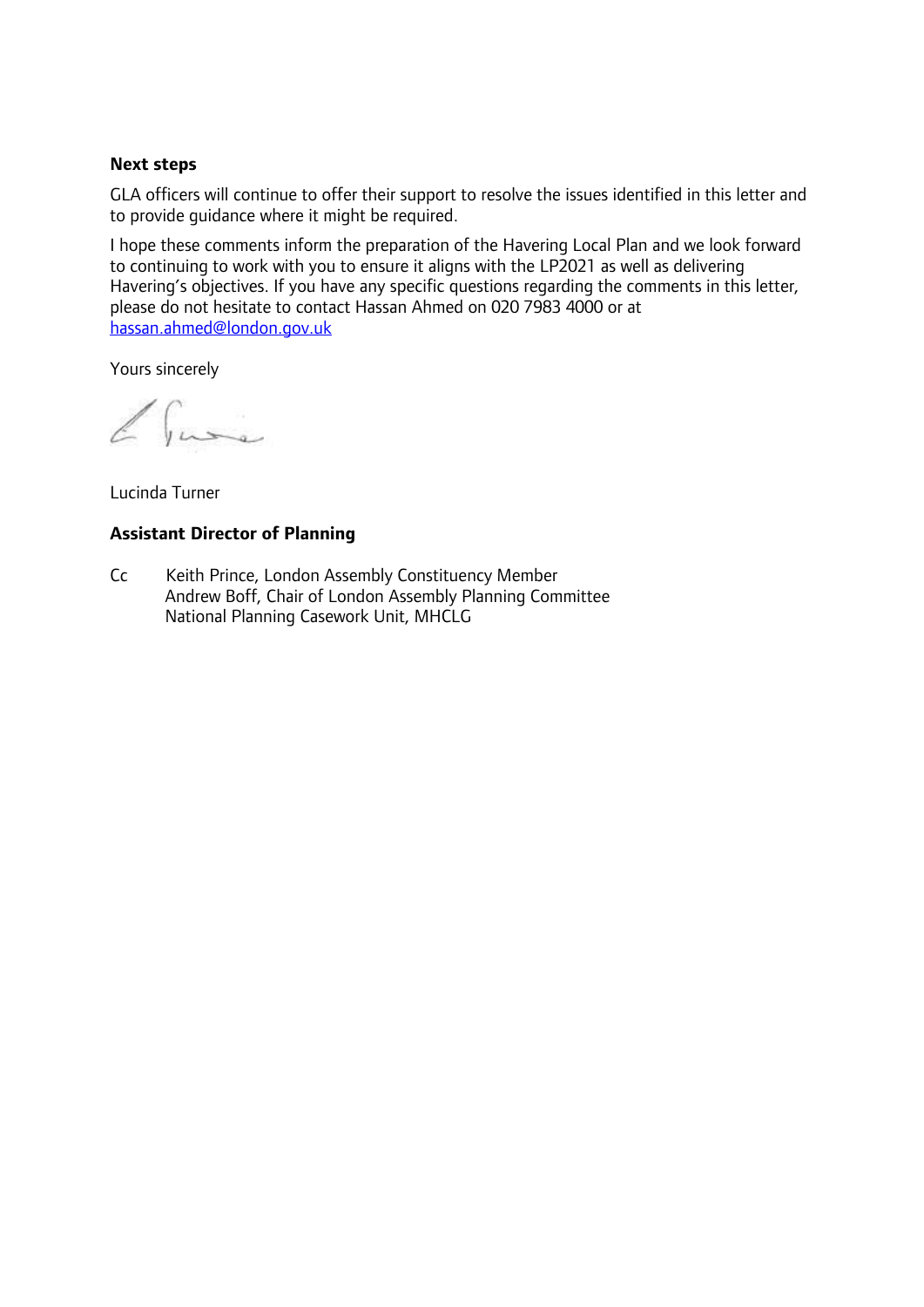**Next steps**

GLA officers will continue to offer their support to resolve the issues identified in this letter and to provide guidance where it might be required.

I hope these comments inform the preparation of the Havering Local Plan and we look forward to continuing to work with you to ensure it aligns with the LP2021 as well as delivering Havering's objectives. If you have any specific questions regarding the comments in this letter, please do not hesitate to contact Hassan Ahmed on 020 7983 4000 or at hassan.ahmed@london.gov.uk

Yours sincerely

Lucinda Turner

**Assistant Director of Planning**

Cc Keith Prince, London Assembly Constituency Member
Andrew Boff, Chair of London Assembly Planning Committee
National Planning Casework Unit, MHCLG